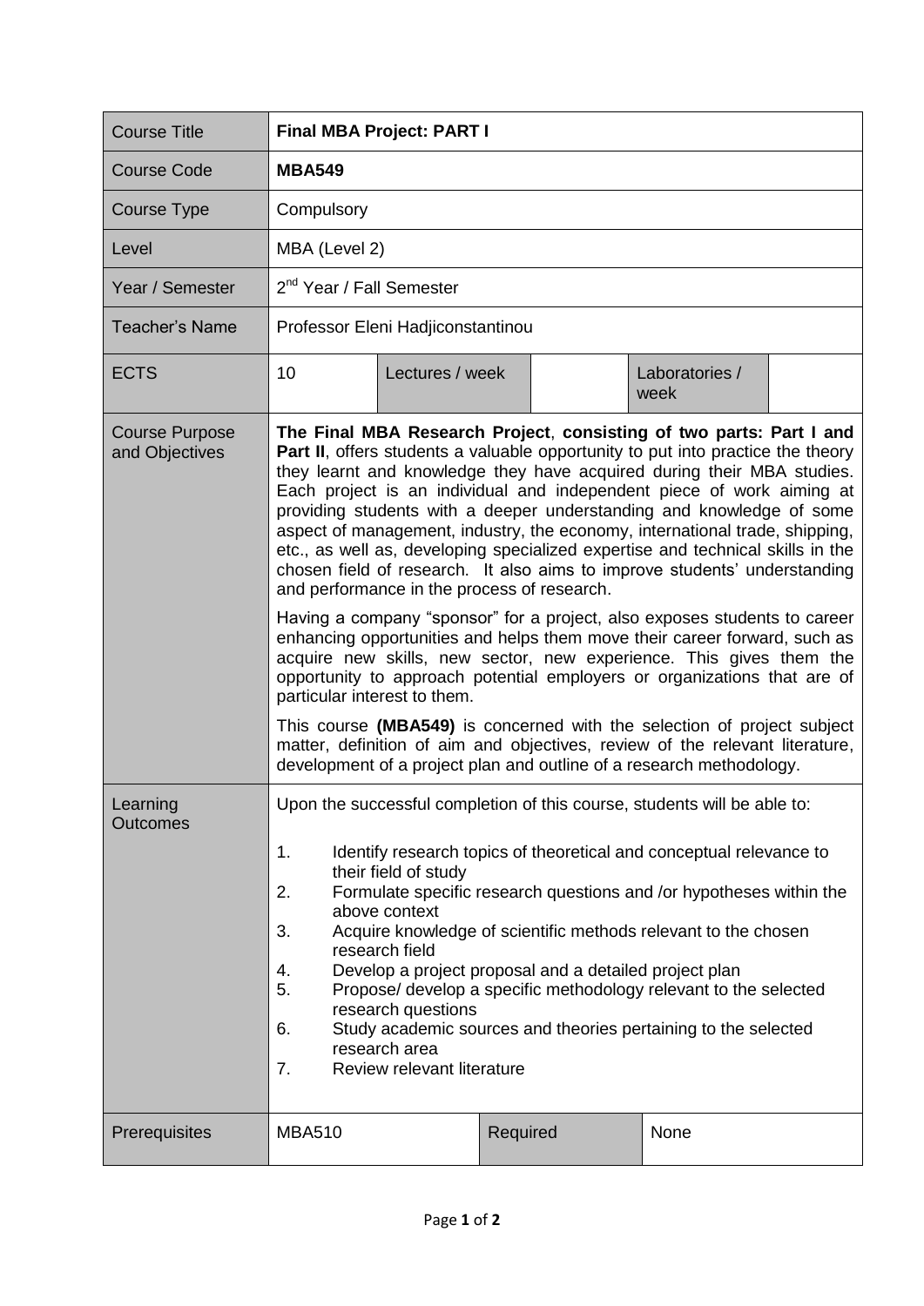| Course Title | **Final MBA Project: PART I** | | | | |
|---|---|---|---|---|---|
| Course Code | **MBA549** | | | | |
| Course Type | Compulsory | | | | |
| Level | MBA (Level 2) | | | | |
| Year / Semester | 2nd Year / Fall Semester | | | | |
| Teacher's Name | Professor Eleni Hadjiconstantinou | | | | |
| ECTS | 10 | Lectures / week | | Laboratories / week | |
| Course Purpose and Objectives | **The Final MBA Research Project**, **consisting of two parts: Part I and Part II**, offers students a valuable opportunity to put into practice the theory they learnt and knowledge they have acquired during their MBA studies. Each project is an individual and independent piece of work aiming at providing students with a deeper understanding and knowledge of some aspect of management, industry, the economy, international trade, shipping, etc., as well as, developing specialized expertise and technical skills in the chosen field of research. It also aims to improve students' understanding and performance in the process of research.<br><br>Having a company "sponsor" for a project, also exposes students to career enhancing opportunities and helps them move their career forward, such as acquire new skills, new sector, new experience. This gives them the opportunity to approach potential employers or organizations that are of particular interest to them.<br><br>This course **(MBA549)** is concerned with the selection of project subject matter, definition of aim and objectives, review of the relevant literature, development of a project plan and outline of a research methodology. | | | | |
| Learning Outcomes | Upon the successful completion of this course, students will be able to:<br><br>1. Identify research topics of theoretical and conceptual relevance to their field of study<br>2. Formulate specific research questions and /or hypotheses within the above context<br>3. Acquire knowledge of scientific methods relevant to the chosen research field<br>4. Develop a project proposal and a detailed project plan<br>5. Propose/ develop a specific methodology relevant to the selected research questions<br>6. Study academic sources and theories pertaining to the selected research area<br>7. Review relevant literature | | | | |
| Prerequisites | MBA510 | | Required | None | |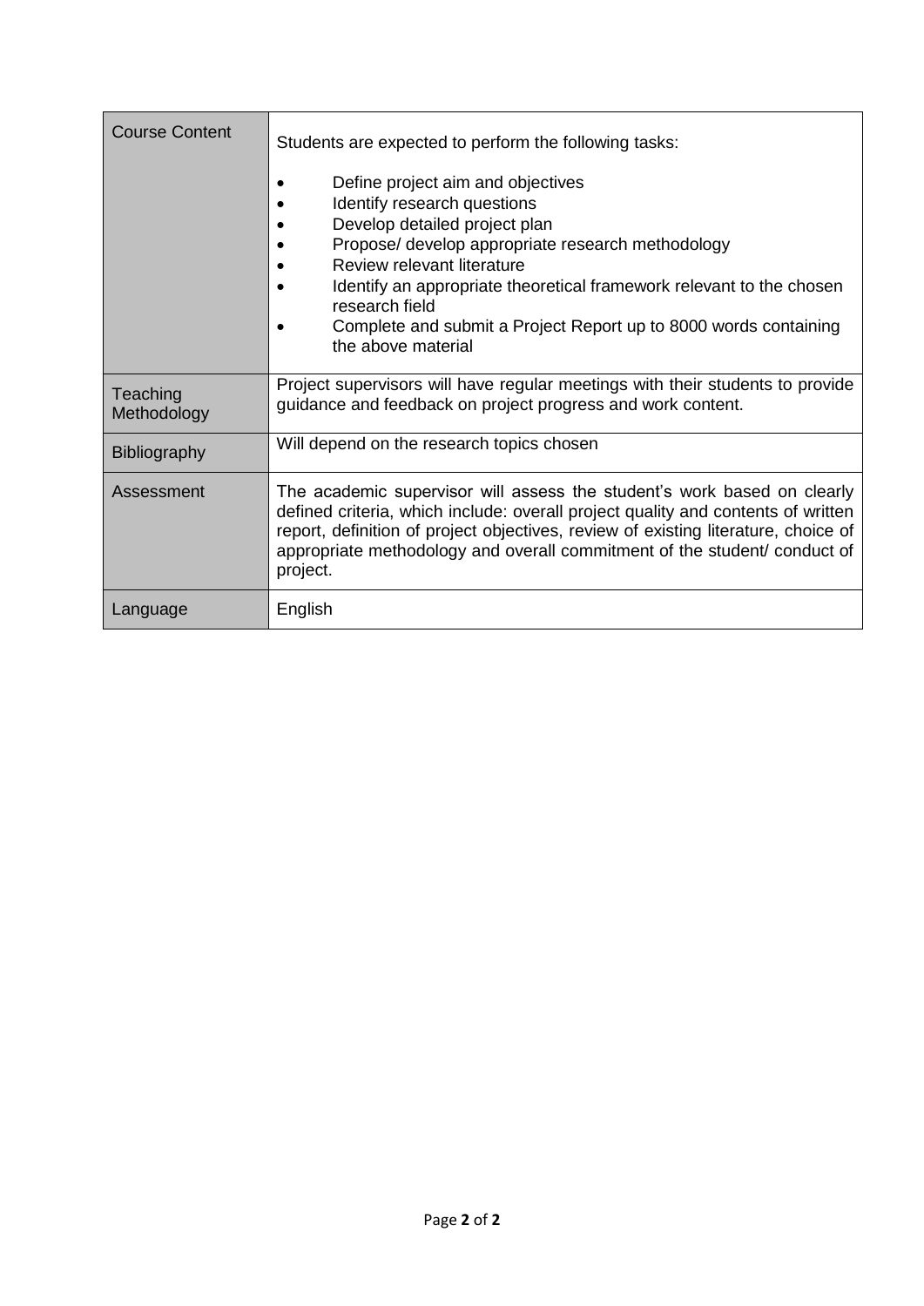| | |
|---|---|
| Course Content | Students are expected to perform the following tasks:<br><br>• Define project aim and objectives<br>• Identify research questions<br>• Develop detailed project plan<br>• Propose/ develop appropriate research methodology<br>• Review relevant literature<br>• Identify an appropriate theoretical framework relevant to the chosen research field<br>• Complete and submit a Project Report up to 8000 words containing the above material |
| Teaching Methodology | Project supervisors will have regular meetings with their students to provide guidance and feedback on project progress and work content. |
| Bibliography | Will depend on the research topics chosen |
| Assessment | The academic supervisor will assess the student's work based on clearly defined criteria, which include: overall project quality and contents of written report, definition of project objectives, review of existing literature, choice of appropriate methodology and overall commitment of the student/ conduct of project. |
| Language | English |